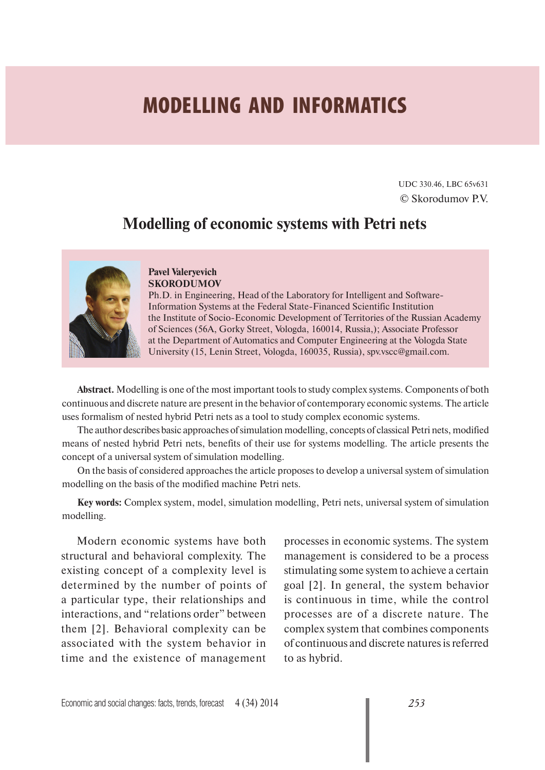# MODELLING AND INFORMATICS

UDC 330.46, LBC 65v631
© Skorodumov P.V.

## Modelling of economic systems with Petri nets

**Pavel Valeryevich SKORODUMOV**
Ph.D. in Engineering, Head of the Laboratory for Intelligent and Software-Information Systems at the Federal State-Financed Scientific Institution the Institute of Socio-Economic Development of Territories of the Russian Academy of Sciences (56A, Gorky Street, Vologda, 160014, Russia,); Associate Professor at the Department of Automatics and Computer Engineering at the Vologda State University (15, Lenin Street, Vologda, 160035, Russia), spv.vscc@gmail.com.

**Abstract.** Modelling is one of the most important tools to study complex systems. Components of both continuous and discrete nature are present in the behavior of contemporary economic systems. The article uses formalism of nested hybrid Petri nets as a tool to study complex economic systems.

The author describes basic approaches of simulation modelling, concepts of classical Petri nets, modified means of nested hybrid Petri nets, benefits of their use for systems modelling. The article presents the concept of a universal system of simulation modelling.

On the basis of considered approaches the article proposes to develop a universal system of simulation modelling on the basis of the modified machine Petri nets.

**Key words:** Complex system, model, simulation modelling, Petri nets, universal system of simulation modelling.

Modern economic systems have both structural and behavioral complexity. The existing concept of a complexity level is determined by the number of points of a particular type, their relationships and interactions, and "relations order" between them [2]. Behavioral complexity can be associated with the system behavior in time and the existence of management processes in economic systems. The system management is considered to be a process stimulating some system to achieve a certain goal [2]. In general, the system behavior is continuous in time, while the control processes are of a discrete nature. The complex system that combines components of continuous and discrete natures is referred to as hybrid.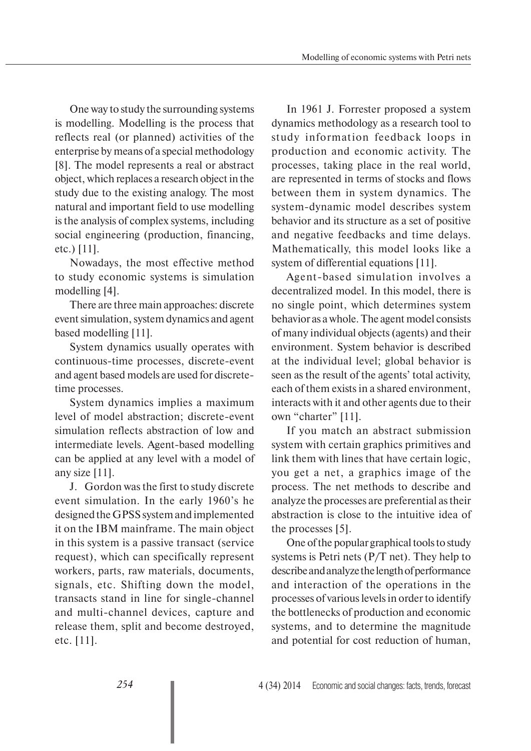One way to study the surrounding systems is modelling. Modelling is the process that reflects real (or planned) activities of the enterprise by means of a special methodology [8]. The model represents a real or abstract object, which replaces a research object in the study due to the existing analogy. The most natural and important field to use modelling is the analysis of complex systems, including social engineering (production, financing, etc.) [11].

Nowadays, the most effective method to study economic systems is simulation modelling [4].

There are three main approaches: discrete event simulation, system dynamics and agent based modelling [11].

System dynamics usually operates with continuous-time processes, discrete-event and agent based models are used for discrete-time processes.

System dynamics implies a maximum level of model abstraction; discrete-event simulation reflects abstraction of low and intermediate levels. Agent-based modelling can be applied at any level with a model of any size [11].

J. Gordon was the first to study discrete event simulation. In the early 1960's he designed the GPSS system and implemented it on the IBM mainframe. The main object in this system is a passive transact (service request), which can specifically represent workers, parts, raw materials, documents, signals, etc. Shifting down the model, transacts stand in line for single-channel and multi-channel devices, capture and release them, split and become destroyed, etc. [11].

In 1961 J. Forrester proposed a system dynamics methodology as a research tool to study information feedback loops in production and economic activity. The processes, taking place in the real world, are represented in terms of stocks and flows between them in system dynamics. The system-dynamic model describes system behavior and its structure as a set of positive and negative feedbacks and time delays. Mathematically, this model looks like a system of differential equations [11].

Agent-based simulation involves a decentralized model. In this model, there is no single point, which determines system behavior as a whole. The agent model consists of many individual objects (agents) and their environment. System behavior is described at the individual level; global behavior is seen as the result of the agents' total activity, each of them exists in a shared environment, interacts with it and other agents due to their own "charter" [11].

If you match an abstract submission system with certain graphics primitives and link them with lines that have certain logic, you get a net, a graphics image of the process. The net methods to describe and analyze the processes are preferential as their abstraction is close to the intuitive idea of the processes [5].

One of the popular graphical tools to study systems is Petri nets (P/T net). They help to describe and analyze the length of performance and interaction of the operations in the processes of various levels in order to identify the bottlenecks of production and economic systems, and to determine the magnitude and potential for cost reduction of human,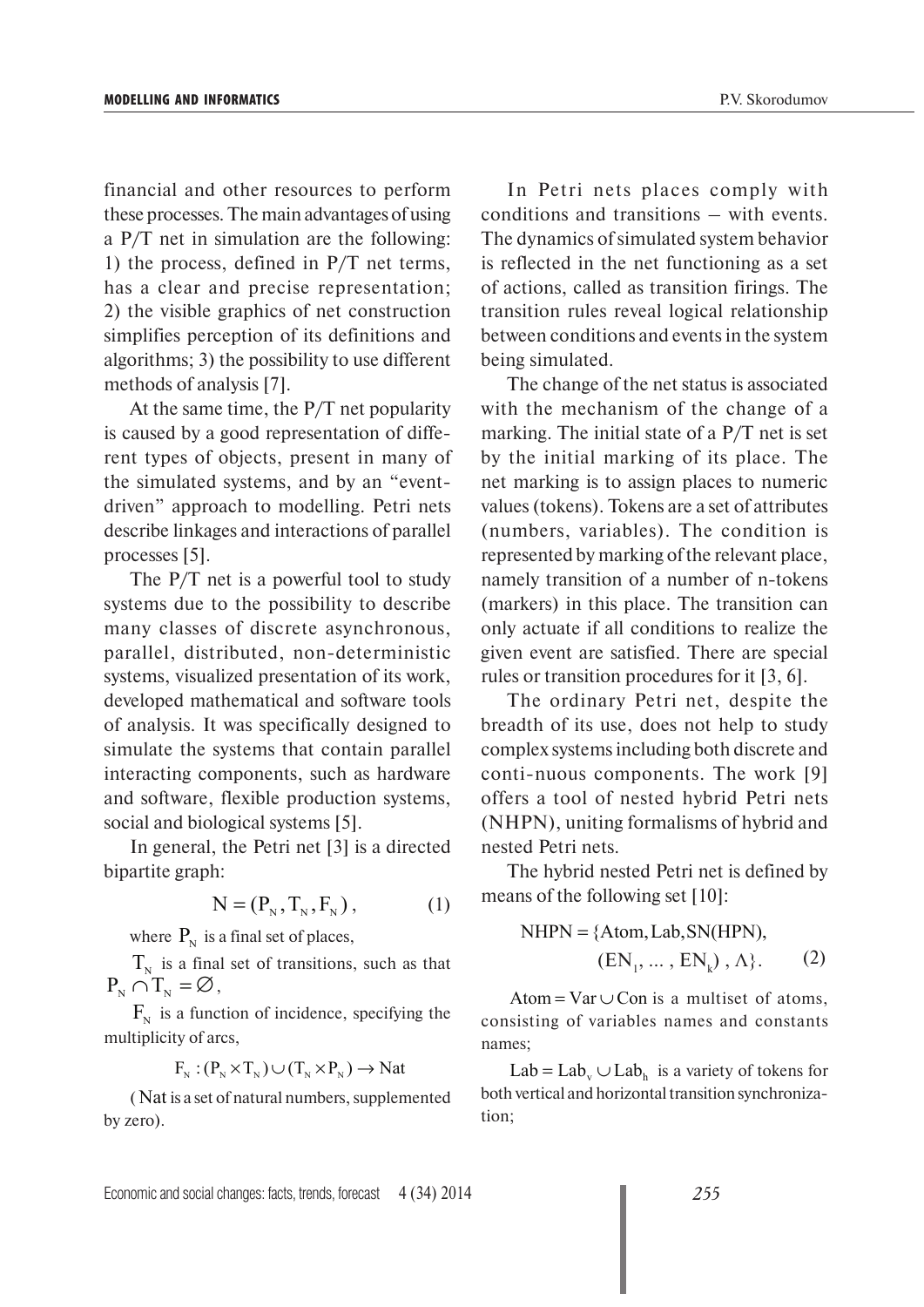financial and other resources to perform these processes. The main advantages of using a P/T net in simulation are the following: 1) the process, defined in P/T net terms, has a clear and precise representation; 2) the visible graphics of net construction simplifies perception of its definitions and algorithms; 3) the possibility to use different methods of analysis [7].

At the same time, the P/T net popularity is caused by a good representation of different types of objects, present in many of the simulated systems, and by an "event-driven" approach to modelling. Petri nets describe linkages and interactions of parallel processes [5].

The P/T net is a powerful tool to study systems due to the possibility to describe many classes of discrete asynchronous, parallel, distributed, non-deterministic systems, visualized presentation of its work, developed mathematical and software tools of analysis. It was specifically designed to simulate the systems that contain parallel interacting components, such as hardware and software, flexible production systems, social and biological systems [5].

In general, the Petri net [3] is a directed bipartite graph:

$$N = (P_N, T_N, F_N), \qquad (1)$$

where $P_N$ is a final set of places,

$T_N$ is a final set of transitions, such as that $P_N \cap T_N = \varnothing$,

$F_N$ is a function of incidence, specifying the multiplicity of arcs,

$$F_N : (P_N \times T_N) \cup (T_N \times P_N) \to \text{Nat}$$

(Nat is a set of natural numbers, supplemented by zero).

In Petri nets places comply with conditions and transitions – with events. The dynamics of simulated system behavior is reflected in the net functioning as a set of actions, called as transition firings. The transition rules reveal logical relationship between conditions and events in the system being simulated.

The change of the net status is associated with the mechanism of the change of a marking. The initial state of a P/T net is set by the initial marking of its place. The net marking is to assign places to numeric values (tokens). Tokens are a set of attributes (numbers, variables). The condition is represented by marking of the relevant place, namely transition of a number of n-tokens (markers) in this place. The transition can only actuate if all conditions to realize the given event are satisfied. There are special rules or transition procedures for it [3, 6].

The ordinary Petri net, despite the breadth of its use, does not help to study complex systems including both discrete and conti-nuous components. The work [9] offers a tool of nested hybrid Petri nets (NHPN), uniting formalisms of hybrid and nested Petri nets.

The hybrid nested Petri net is defined by means of the following set [10]:

$$\text{NHPN} = \{\text{Atom}, \text{Lab}, \text{SN(HPN)}, (\text{EN}_1, \ldots, \text{EN}_k), \Lambda\}. \qquad (2)$$

$\text{Atom} = \text{Var} \cup \text{Con}$ is a multiset of atoms, consisting of variables names and constants names;

$\text{Lab} = \text{Lab}_v \cup \text{Lab}_h$ is a variety of tokens for both vertical and horizontal transition synchronization;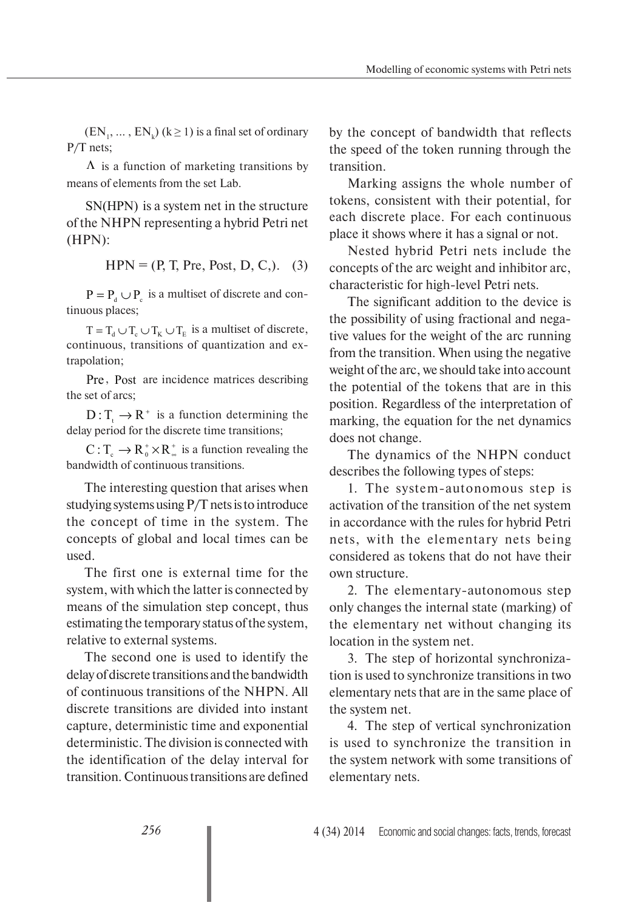$(EN_1, \ldots, EN_k)$ $(k \geq 1)$ is a final set of ordinary P/T nets;

$\Lambda$ is a function of marketing transitions by means of elements from the set Lab.

SN(HPN) is a system net in the structure of the NHPN representing a hybrid Petri net (HPN):

$$HPN = (P, T, Pre, Post, D, C,). \quad (3)$$

$P = P_d \cup P_c$ is a multiset of discrete and continuous places;

$T = T_d \cup T_c \cup T_K \cup T_E$ is a multiset of discrete, continuous, transitions of quantization and extrapolation;

$Pre$, $Post$ are incidence matrices describing the set of arcs;

$D : T_t \rightarrow R^+$ is a function determining the delay period for the discrete time transitions;

$C : T_c \rightarrow R_0^+ \times R_\infty^+$ is a function revealing the bandwidth of continuous transitions.

The interesting question that arises when studying systems using P/T nets is to introduce the concept of time in the system. The concepts of global and local times can be used.

The first one is external time for the system, with which the latter is connected by means of the simulation step concept, thus estimating the temporary status of the system, relative to external systems.

The second one is used to identify the delay of discrete transitions and the bandwidth of continuous transitions of the NHPN. All discrete transitions are divided into instant capture, deterministic time and exponential deterministic. The division is connected with the identification of the delay interval for transition. Continuous transitions are defined by the concept of bandwidth that reflects the speed of the token running through the transition.

Marking assigns the whole number of tokens, consistent with their potential, for each discrete place. For each continuous place it shows where it has a signal or not.

Nested hybrid Petri nets include the concepts of the arc weight and inhibitor arc, characteristic for high-level Petri nets.

The significant addition to the device is the possibility of using fractional and negative values for the weight of the arc running from the transition. When using the negative weight of the arc, we should take into account the potential of the tokens that are in this position. Regardless of the interpretation of marking, the equation for the net dynamics does not change.

The dynamics of the NHPN conduct describes the following types of steps:

1. The system-autonomous step is activation of the transition of the net system in accordance with the rules for hybrid Petri nets, with the elementary nets being considered as tokens that do not have their own structure.

2. The elementary-autonomous step only changes the internal state (marking) of the elementary net without changing its location in the system net.

3. The step of horizontal synchronization is used to synchronize transitions in two elementary nets that are in the same place of the system net.

4. The step of vertical synchronization is used to synchronize the transition in the system network with some transitions of elementary nets.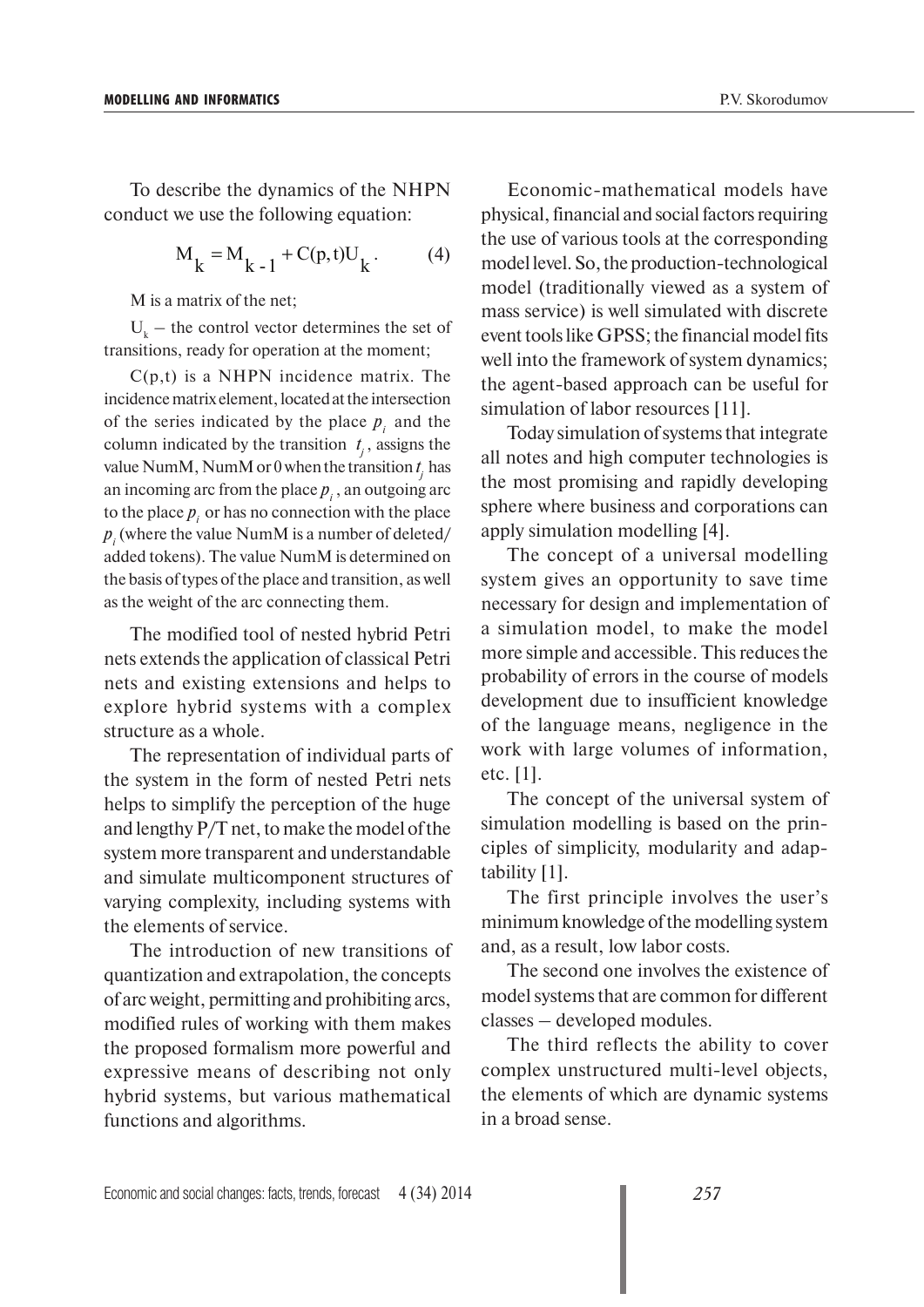To describe the dynamics of the NHPN conduct we use the following equation:

$$M_k = M_{k-1} + C(p,t)U_k. \qquad (4)$$

M is a matrix of the net;

$U_k$ – the control vector determines the set of transitions, ready for operation at the moment;

C(p,t) is a NHPN incidence matrix. The incidence matrix element, located at the intersection of the series indicated by the place $p_i$ and the column indicated by the transition $t_j$, assigns the value NumM, NumM or 0 when the transition $t_j$ has an incoming arc from the place $p_i$, an outgoing arc to the place $p_i$ or has no connection with the place $p_i$ (where the value NumM is a number of deleted/added tokens). The value NumM is determined on the basis of types of the place and transition, as well as the weight of the arc connecting them.

The modified tool of nested hybrid Petri nets extends the application of classical Petri nets and existing extensions and helps to explore hybrid systems with a complex structure as a whole.

The representation of individual parts of the system in the form of nested Petri nets helps to simplify the perception of the huge and lengthy P/T net, to make the model of the system more transparent and understandable and simulate multicomponent structures of varying complexity, including systems with the elements of service.

The introduction of new transitions of quantization and extrapolation, the concepts of arc weight, permitting and prohibiting arcs, modified rules of working with them makes the proposed formalism more powerful and expressive means of describing not only hybrid systems, but various mathematical functions and algorithms.

Economic-mathematical models have physical, financial and social factors requiring the use of various tools at the corresponding model level. So, the production-technological model (traditionally viewed as a system of mass service) is well simulated with discrete event tools like GPSS; the financial model fits well into the framework of system dynamics; the agent-based approach can be useful for simulation of labor resources [11].

Today simulation of systems that integrate all notes and high computer technologies is the most promising and rapidly developing sphere where business and corporations can apply simulation modelling [4].

The concept of a universal modelling system gives an opportunity to save time necessary for design and implementation of a simulation model, to make the model more simple and accessible. This reduces the probability of errors in the course of models development due to insufficient knowledge of the language means, negligence in the work with large volumes of information, etc. [1].

The concept of the universal system of simulation modelling is based on the principles of simplicity, modularity and adaptability [1].

The first principle involves the user's minimum knowledge of the modelling system and, as a result, low labor costs.

The second one involves the existence of model systems that are common for different classes – developed modules.

The third reflects the ability to cover complex unstructured multi-level objects, the elements of which are dynamic systems in a broad sense.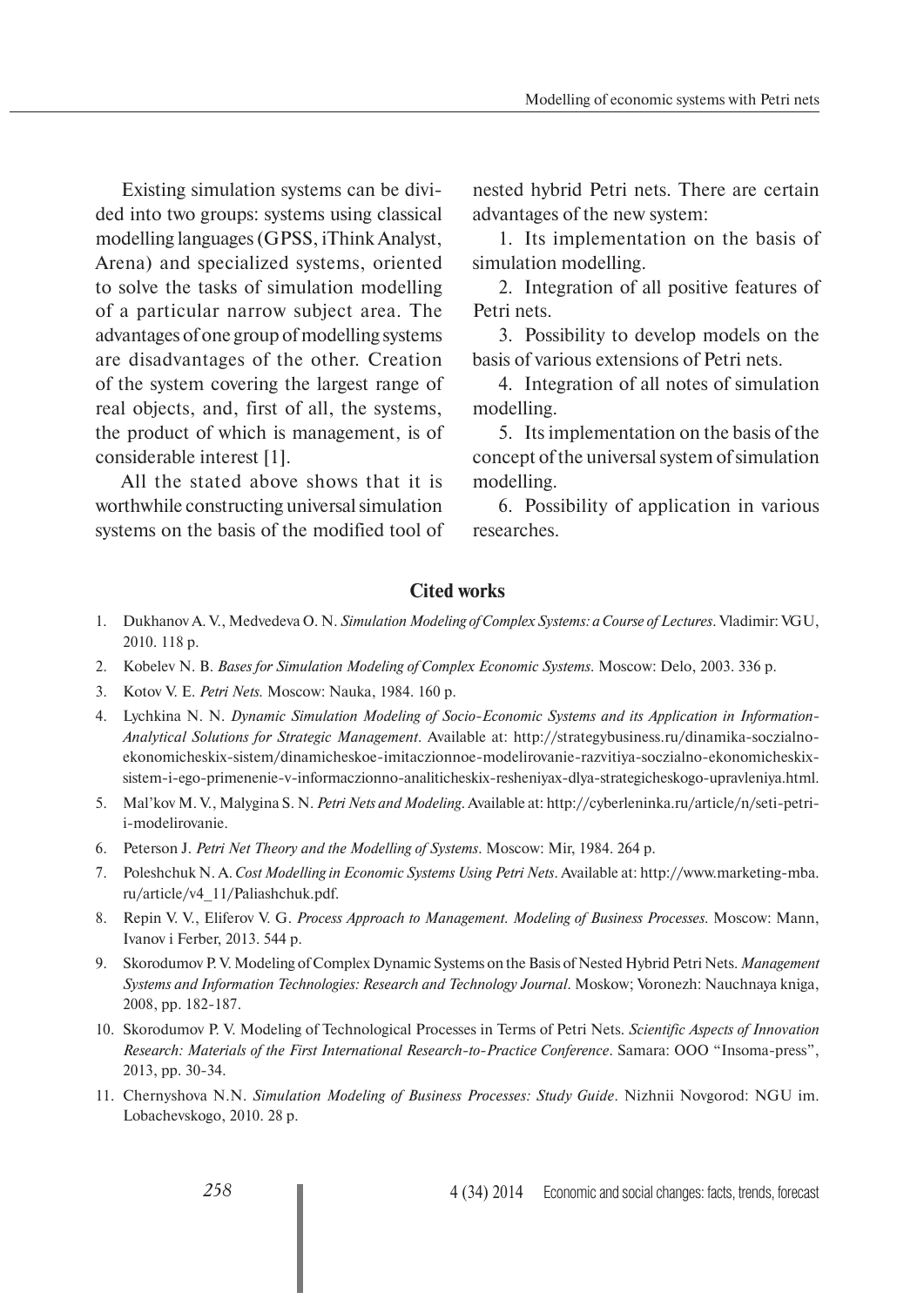Existing simulation systems can be divided into two groups: systems using classical modelling languages (GPSS, iThink Analyst, Arena) and specialized systems, oriented to solve the tasks of simulation modelling of a particular narrow subject area. The advantages of one group of modelling systems are disadvantages of the other. Creation of the system covering the largest range of real objects, and, first of all, the systems, the product of which is management, is of considerable interest [1].

All the stated above shows that it is worthwhile constructing universal simulation systems on the basis of the modified tool of nested hybrid Petri nets. There are certain advantages of the new system:

1. Its implementation on the basis of simulation modelling.
2. Integration of all positive features of Petri nets.
3. Possibility to develop models on the basis of various extensions of Petri nets.
4. Integration of all notes of simulation modelling.
5. Its implementation on the basis of the concept of the universal system of simulation modelling.
6. Possibility of application in various researches.

## Cited works

1. Dukhanov A. V., Medvedeva O. N. *Simulation Modeling of Complex Systems: a Course of Lectures*. Vladimir: VGU, 2010. 118 p.
2. Kobelev N. B. *Bases for Simulation Modeling of Complex Economic Systems*. Moscow: Delo, 2003. 336 p.
3. Kotov V. E. *Petri Nets.* Moscow: Nauka, 1984. 160 p.
4. Lychkina N. N. *Dynamic Simulation Modeling of Socio-Economic Systems and its Application in Information-Analytical Solutions for Strategic Management*. Available at: http://strategybusiness.ru/dinamika-sozialno-ekonomicheskix-sistem/dinamicheskoe-imitaczionnoe-modelirovanie-razvitiya-soczialno-ekonomicheskix-sistem-i-ego-primenenie-v-informaczionno-analiticheskix-resheniyax-dlya-strategicheskogo-upravleniya.html.
5. Mal'kov M. V., Malygina S. N. *Petri Nets and Modeling*. Available at: http://cyberleninka.ru/article/n/seti-petri-i-modelirovanie.
6. Peterson J. *Petri Net Theory and the Modelling of Systems*. Moscow: Mir, 1984. 264 p.
7. Poleshchuk N. A. *Cost Modelling in Economic Systems Using Petri Nets*. Available at: http://www.marketing-mba.ru/article/v4_11/Paliashchuk.pdf.
8. Repin V. V., Eliferov V. G. *Process Approach to Management. Modeling of Business Processes*. Moscow: Mann, Ivanov i Ferber, 2013. 544 p.
9. Skorodumov P. V. Modeling of Complex Dynamic Systems on the Basis of Nested Hybrid Petri Nets. *Management Systems and Information Technologies: Research and Technology Journal*. Moskow; Voronezh: Nauchnaya kniga, 2008, pp. 182-187.
10. Skorodumov P. V. Modeling of Technological Processes in Terms of Petri Nets. *Scientific Aspects of Innovation Research: Materials of the First International Research-to-Practice Conference*. Samara: OOO "Insoma-press", 2013, pp. 30-34.
11. Chernyshova N.N. *Simulation Modeling of Business Processes: Study Guide*. Nizhnii Novgorod: NGU im. Lobachevskogo, 2010. 28 p.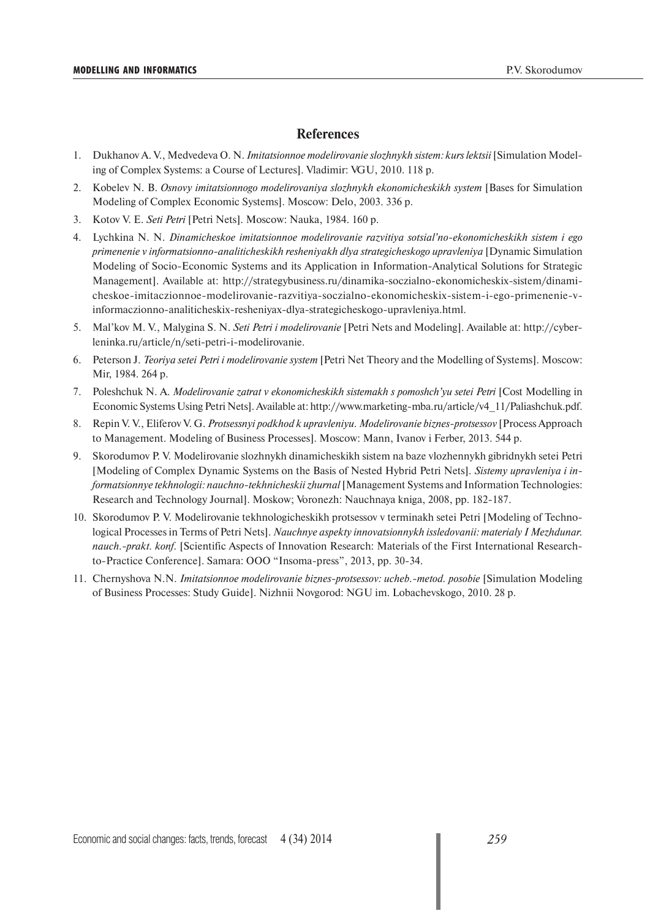## References

1. Dukhanov A. V., Medvedeva O. N. *Imitatsionnoe modelirovanie slozhnykh sistem: kurs lektsii* [Simulation Modeling of Complex Systems: a Course of Lectures]. Vladimir: VGU, 2010. 118 p.
2. Kobelev N. B. *Osnovy imitatsionnogo modelirovaniya slozhnykh ekonomicheskikh system* [Bases for Simulation Modeling of Complex Economic Systems]. Moscow: Delo, 2003. 336 p.
3. Kotov V. E. *Seti Petri* [Petri Nets]. Moscow: Nauka, 1984. 160 p.
4. Lychkina N. N. *Dinamicheskoe imitatsionnoe modelirovanie razvitiya sotsial'no-ekonomicheskikh sistem i ego primenenie v informatsionno-analiticheskikh resheniyakh dlya strategicheskogo upravleniya* [Dynamic Simulation Modeling of Socio-Economic Systems and its Application in Information-Analytical Solutions for Strategic Management]. Available at: http://strategybusiness.ru/dinamika-soczialno-ekonomicheskix-sistem/dinamicheskoe-imitaczionnoe-modelirovanie-razvitiya-soczialno-ekonomicheskix-sistem-i-ego-primenenie-v-informaczionno-analiticheskix-resheniyax-dlya-strategicheskogo-upravleniya.html.
5. Mal'kov M. V., Malygina S. N. *Seti Petri i modelirovanie* [Petri Nets and Modeling]. Available at: http://cyberleninka.ru/article/n/seti-petri-i-modelirovanie.
6. Peterson J. *Teoriya setei Petri i modelirovanie system* [Petri Net Theory and the Modelling of Systems]. Moscow: Mir, 1984. 264 p.
7. Poleshchuk N. A. *Modelirovanie zatrat v ekonomicheskikh sistemakh s pomoshch'yu setei Petri* [Cost Modelling in Economic Systems Using Petri Nets]. Available at: http://www.marketing-mba.ru/article/v4_11/Paliashchuk.pdf.
8. Repin V. V., Eliferov V. G. *Protsessnyi podkhod k upravleniyu. Modelirovanie biznes-protsessov* [Process Approach to Management. Modeling of Business Processes]. Moscow: Mann, Ivanov i Ferber, 2013. 544 p.
9. Skorodumov P. V. Modelirovanie slozhnykh dinamicheskikh sistem na baze vlozhennykh gibridnykh setei Petri [Modeling of Complex Dynamic Systems on the Basis of Nested Hybrid Petri Nets]. *Sistemy upravleniya i informatsionnye tekhnologii: nauchno-tekhnicheskii zhurnal* [Management Systems and Information Technologies: Research and Technology Journal]. Moskow; Voronezh: Nauchnaya kniga, 2008, pp. 182-187.
10. Skorodumov P. V. Modelirovanie tekhnologicheskikh protsessov v terminakh setei Petri [Modeling of Technological Processes in Terms of Petri Nets]. *Nauchnye aspekty innovatsionnykh issledovanii: materialy I Mezhdunar. nauch.-prakt. konf.* [Scientific Aspects of Innovation Research: Materials of the First International Research-to-Practice Conference]. Samara: OOO "Insoma-press", 2013, pp. 30-34.
11. Chernyshova N.N. *Imitatsionnoe modelirovanie biznes-protsessov: ucheb.-metod. posobie* [Simulation Modeling of Business Processes: Study Guide]. Nizhnii Novgorod: NGU im. Lobachevskogo, 2010. 28 p.